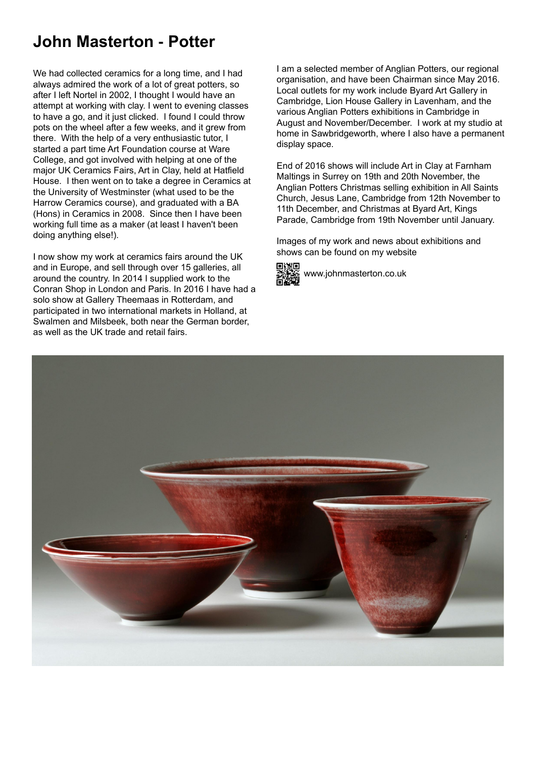# John Masterton - Potter

We had collected ceramics for a long time, and I had always admired the work of a lot of great potters, so after I left Nortel in 2002, I thought I would have an attempt at working with clay. I went to evening classes to have a go, and it just clicked. I found I could throw pots on the wheel after a few weeks, and it grew from there. With the help of a very enthusiastic tutor, I started a part time Art Foundation course at Ware College, and got involved with helping at one of the major UK Ceramics Fairs, Art in Clay, held at Hatfield House. I then went on to take a degree in Ceramics at the University of Westminster (what used to be the Harrow Ceramics course), and graduated with a BA (Hons) in Ceramics in 2008. Since then I have been working full time as a maker (at least I haven't been doing anything else!).

I now show my work at ceramics fairs around the UK and in Europe, and sell through over 15 galleries, all around the country. In 2014 I supplied work to the Conran Shop in London and Paris. In 2016 I have had a solo show at Gallery Theemaas in Rotterdam, and participated in two international markets in Holland, at Swalmen and Milsbeek, both near the German border, as well as the UK trade and retail fairs.

I am a selected member of Anglian Potters, our regional organisation, and have been Chairman since May 2016. Local outlets for my work include Byard Art Gallery in Cambridge, Lion House Gallery in Lavenham, and the various Anglian Potters exhibitions in Cambridge in August and November/December. I work at my studio at home in Sawbridgeworth, where I also have a permanent display space.

End of 2016 shows will include Art in Clay at Farnham Maltings in Surrey on 19th and 20th November, the Anglian Potters Christmas selling exhibition in All Saints Church, Jesus Lane, Cambridge from 12th November to 11th December, and Christmas at Byard Art, Kings Parade, Cambridge from 19th November until January.

Images of my work and news about exhibitions and shows can be found on my website

www.johnmasterton.co.uk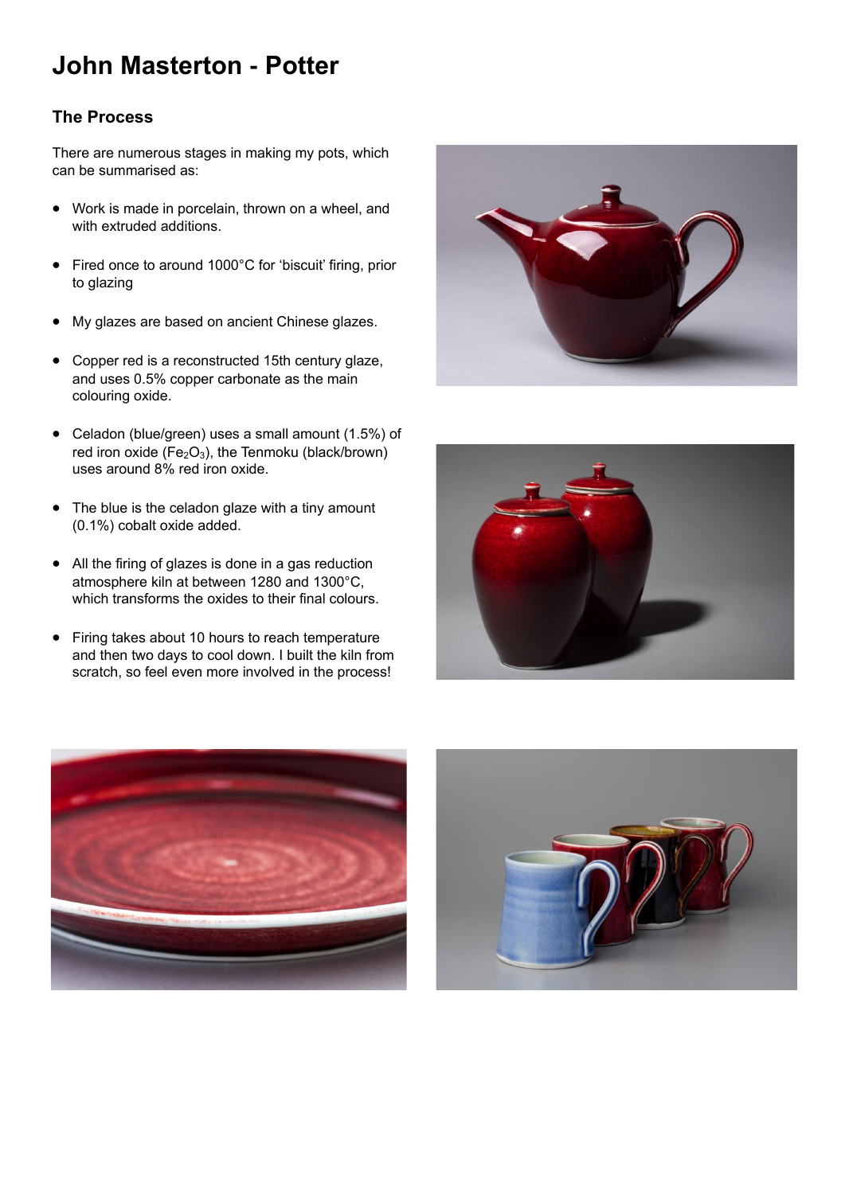# John Masterton - Potter

### The Process

There are numerous stages in making my pots, which can be summarised as:

- Work is made in porcelain, thrown on a wheel, and with extruded additions.
- Fired once to around 1000°C for 'biscuit' firing, prior to glazing
- My glazes are based on ancient Chinese glazes.
- Copper red is a reconstructed 15th century glaze, and uses 0.5% copper carbonate as the main colouring oxide.
- Celadon (blue/green) uses a small amount (1.5%) of red iron oxide ($Fe_2O_3$), the Tenmoku (black/brown) uses around 8% red iron oxide.
- The blue is the celadon glaze with a tiny amount (0.1%) cobalt oxide added.
- All the firing of glazes is done in a gas reduction atmosphere kiln at between 1280 and 1300°C, which transforms the oxides to their final colours.
- Firing takes about 10 hours to reach temperature and then two days to cool down. I built the kiln from scratch, so feel even more involved in the process!